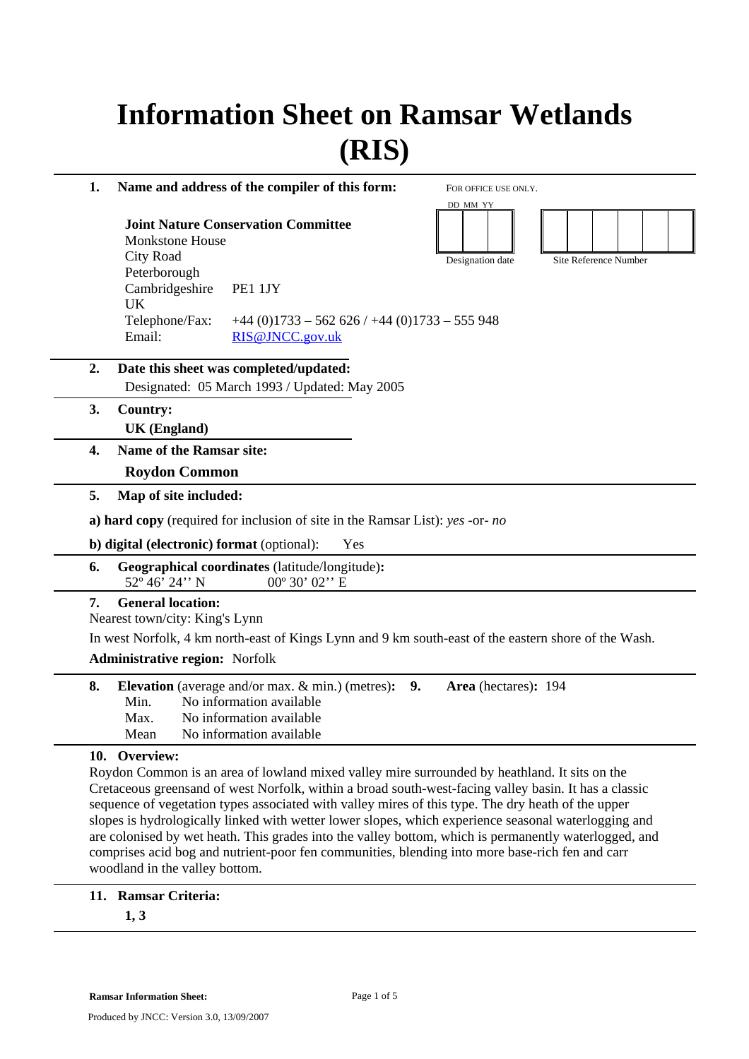# Information Sheet on Ramsar Wetlands (RIS)

**1. Name and address of the compiler of this form:**

FOR OFFICE USE ONLY.

DD MM YY

Designation date | Site Reference Number

**Joint Nature Conservation Committee**
Monkstone House
City Road
Peterborough
Cambridgeshire PE1 1JY
UK
Telephone/Fax: +44 (0)1733 – 562 626 / +44 (0)1733 – 555 948
Email: RIS@JNCC.gov.uk

**2. Date this sheet was completed/updated:**

Designated: 05 March 1993 / Updated: May 2005

**3. Country:**

**UK (England)**

**4. Name of the Ramsar site:**

**Roydon Common**

**5. Map of site included:**

**a) hard copy** (required for inclusion of site in the Ramsar List): *yes* -or- *no*

**b) digital (electronic) format** (optional): Yes

**6. Geographical coordinates** (latitude/longitude)**:**

52º 46' 24'' N 00º 30' 02'' E

**7. General location:**

Nearest town/city: King's Lynn

In west Norfolk, 4 km north-east of Kings Lynn and 9 km south-east of the eastern shore of the Wash.

**Administrative region:** Norfolk

**8. Elevation** (average and/or max. & min.) (metres)**:**

Min. No information available
Max. No information available
Mean No information available

**9. Area** (hectares)**:** 194

**10. Overview:**

Roydon Common is an area of lowland mixed valley mire surrounded by heathland. It sits on the Cretaceous greensand of west Norfolk, within a broad south-west-facing valley basin. It has a classic sequence of vegetation types associated with valley mires of this type. The dry heath of the upper slopes is hydrologically linked with wetter lower slopes, which experience seasonal waterlogging and are colonised by wet heath. This grades into the valley bottom, which is permanently waterlogged, and comprises acid bog and nutrient-poor fen communities, blending into more base-rich fen and carr woodland in the valley bottom.

**11. Ramsar Criteria:**

**1, 3**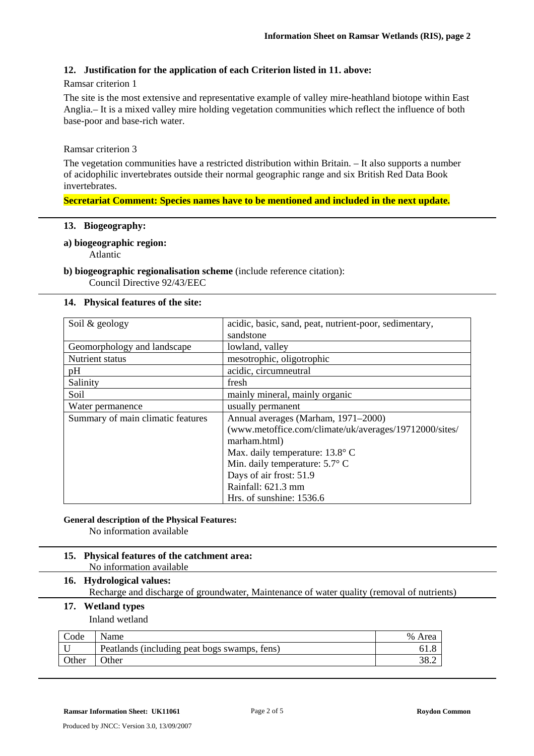## 12. Justification for the application of each Criterion listed in 11. above:

Ramsar criterion 1

The site is the most extensive and representative example of valley mire-heathland biotope within East Anglia.– It is a mixed valley mire holding vegetation communities which reflect the influence of both base-poor and base-rich water.

Ramsar criterion 3

The vegetation communities have a restricted distribution within Britain. – It also supports a number of acidophilic invertebrates outside their normal geographic range and six British Red Data Book invertebrates.

**Secretariat Comment: Species names have to be mentioned and included in the next update.**

## 13. Biogeography:

**a) biogeographic region:**
Atlantic

**b) biogeographic regionalisation scheme** (include reference citation):
Council Directive 92/43/EEC

## 14. Physical features of the site:

| | |
|---|---|
| Soil & geology | acidic, basic, sand, peat, nutrient-poor, sedimentary, sandstone |
| Geomorphology and landscape | lowland, valley |
| Nutrient status | mesotrophic, oligotrophic |
| pH | acidic, circumneutral |
| Salinity | fresh |
| Soil | mainly mineral, mainly organic |
| Water permanence | usually permanent |
| Summary of main climatic features | Annual averages (Marham, 1971–2000) (www.metoffice.com/climate/uk/averages/19712000/sites/marham.html)<br>Max. daily temperature: 13.8° C<br>Min. daily temperature: 5.7° C<br>Days of air frost: 51.9<br>Rainfall: 621.3 mm<br>Hrs. of sunshine: 1536.6 |

**General description of the Physical Features:**
No information available

## 15. Physical features of the catchment area:
No information available

## 16. Hydrological values:
Recharge and discharge of groundwater, Maintenance of water quality (removal of nutrients)

## 17. Wetland types
Inland wetland

| Code | Name | % Area |
|---|---|---|
| U | Peatlands (including peat bogs swamps, fens) | 61.8 |
| Other | Other | 38.2 |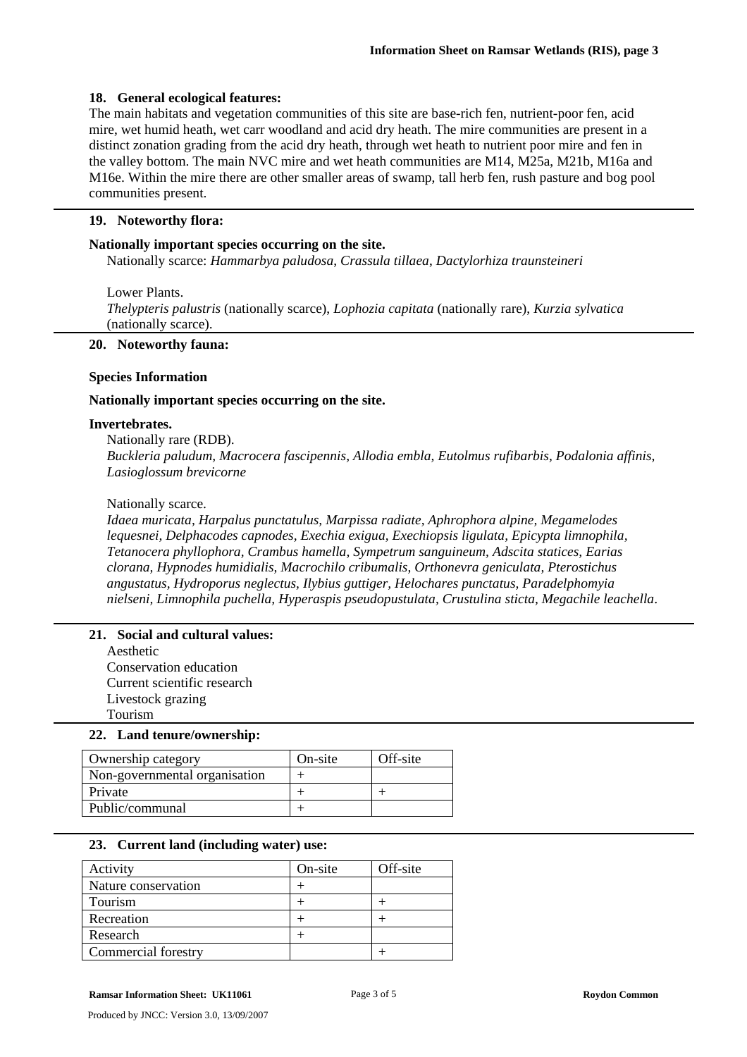### 18. General ecological features:

The main habitats and vegetation communities of this site are base-rich fen, nutrient-poor fen, acid mire, wet humid heath, wet carr woodland and acid dry heath. The mire communities are present in a distinct zonation grading from the acid dry heath, through wet heath to nutrient poor mire and fen in the valley bottom. The main NVC mire and wet heath communities are M14, M25a, M21b, M16a and M16e. Within the mire there are other smaller areas of swamp, tall herb fen, rush pasture and bog pool communities present.

### 19. Noteworthy flora:

**Nationally important species occurring on the site.**

Nationally scarce: *Hammarbya paludosa, Crassula tillaea, Dactylorhiza traunsteineri*

Lower Plants.
*Thelypteris palustris* (nationally scarce), *Lophozia capitata* (nationally rare), *Kurzia sylvatica* (nationally scarce).

### 20. Noteworthy fauna:

**Species Information**

**Nationally important species occurring on the site.**

**Invertebrates.**

Nationally rare (RDB).
*Buckleria paludum, Macrocera fascipennis, Allodia embla, Eutolmus rufibarbis, Podalonia affinis, Lasioglossum brevicorne*

Nationally scarce.
*Idaea muricata, Harpalus punctatulus, Marpissa radiate, Aphrophora alpine, Megamelodes lequesnei, Delphacodes capnodes, Exechia exigua, Exechiopsis ligulata, Epicypta limnophila, Tetanocera phyllophora, Crambus hamella, Sympetrum sanguineum, Adscita statices, Earias clorana, Hypnodes humidialis, Macrochilo cribumalis, Orthonevra geniculata, Pterostichus angustatus, Hydroporus neglectus, Ilybius guttiger, Helochares punctatus, Paradelphomyia nielseni, Limnophila puchella, Hyperaspis pseudopustulata, Crustulina sticta, Megachile leachella*.

### 21. Social and cultural values:

Aesthetic
Conservation education
Current scientific research
Livestock grazing
Tourism

### 22. Land tenure/ownership:

| Ownership category | On-site | Off-site |
|---|---|---|
| Non-governmental organisation | + | |
| Private | + | + |
| Public/communal | + | |

### 23. Current land (including water) use:

| Activity | On-site | Off-site |
|---|---|---|
| Nature conservation | + | |
| Tourism | + | + |
| Recreation | + | + |
| Research | + | |
| Commercial forestry | | + |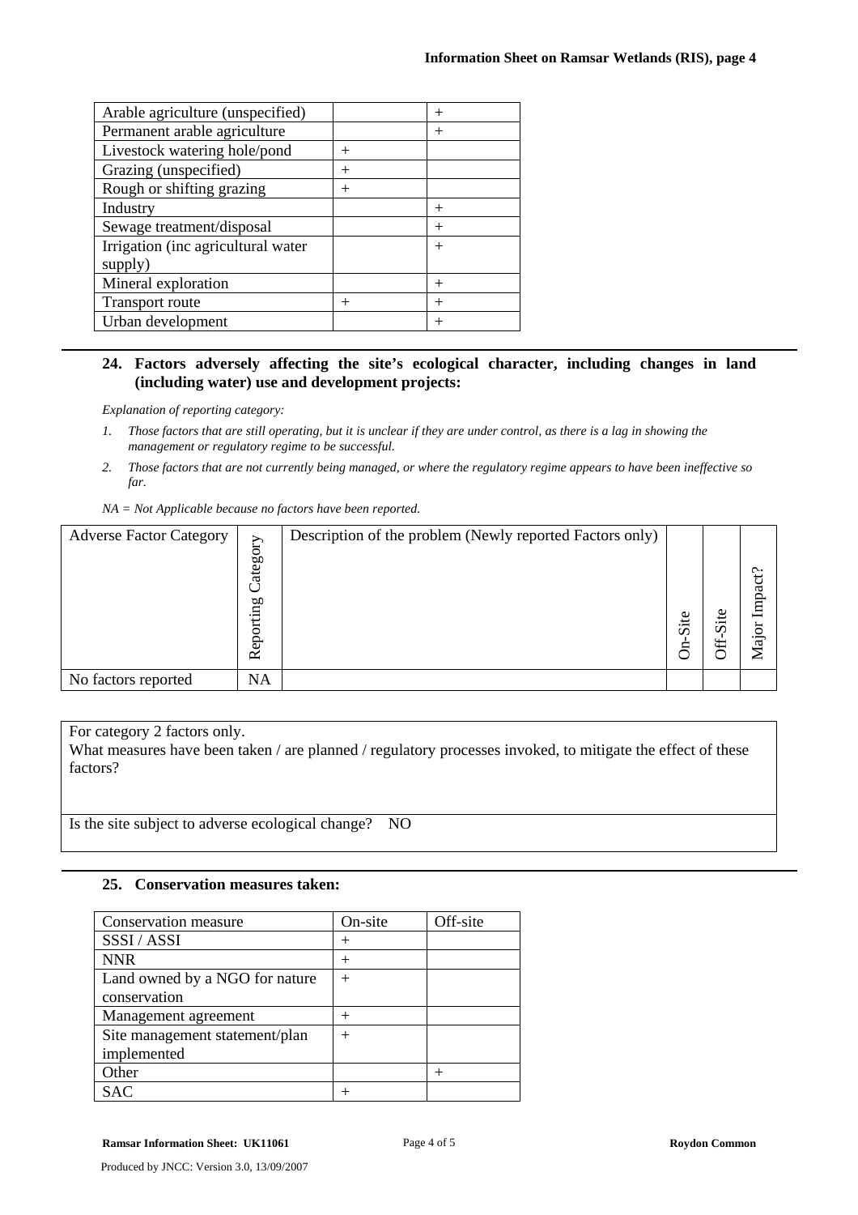| | | |
|---|---|---|
| Arable agriculture (unspecified) | | + |
| Permanent arable agriculture | | + |
| Livestock watering hole/pond | + | |
| Grazing (unspecified) | + | |
| Rough or shifting grazing | + | |
| Industry | | + |
| Sewage treatment/disposal | | + |
| Irrigation (inc agricultural water supply) | | + |
| Mineral exploration | | + |
| Transport route | + | + |
| Urban development | | + |

## 24. Factors adversely affecting the site's ecological character, including changes in land (including water) use and development projects:

*Explanation of reporting category:*

1. *Those factors that are still operating, but it is unclear if they are under control, as there is a lag in showing the management or regulatory regime to be successful.*
2. *Those factors that are not currently being managed, or where the regulatory regime appears to have been ineffective so far.*

*NA = Not Applicable because no factors have been reported.*

| Adverse Factor Category | Reporting Category | Description of the problem (Newly reported Factors only) | On-Site | Off-Site | Major Impact? |
|---|---|---|---|---|---|
| No factors reported | NA | | | | |

For category 2 factors only.
What measures have been taken / are planned / regulatory processes invoked, to mitigate the effect of these factors?

Is the site subject to adverse ecological change? NO

## 25. Conservation measures taken:

| Conservation measure | On-site | Off-site |
|---|---|---|
| SSSI / ASSI | + | |
| NNR | + | |
| Land owned by a NGO for nature conservation | + | |
| Management agreement | + | |
| Site management statement/plan implemented | + | |
| Other | | + |
| SAC | + | |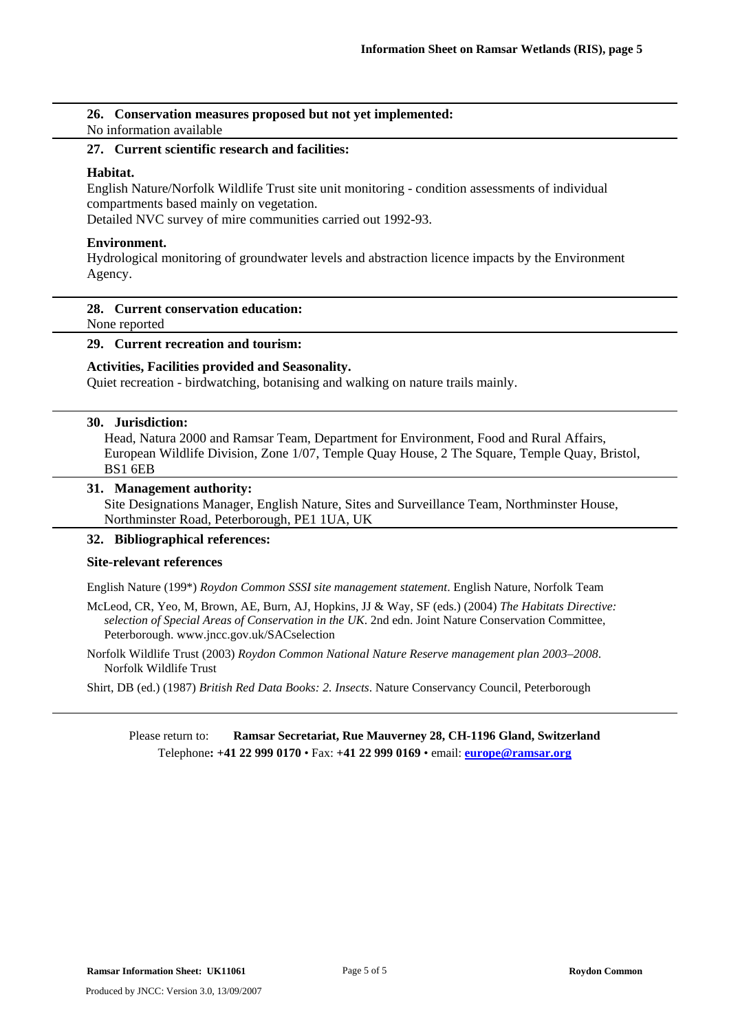### 26. Conservation measures proposed but not yet implemented:

No information available

### 27. Current scientific research and facilities:

**Habitat.**

English Nature/Norfolk Wildlife Trust site unit monitoring - condition assessments of individual compartments based mainly on vegetation.
Detailed NVC survey of mire communities carried out 1992-93.

**Environment.**

Hydrological monitoring of groundwater levels and abstraction licence impacts by the Environment Agency.

### 28. Current conservation education:

None reported

### 29. Current recreation and tourism:

**Activities, Facilities provided and Seasonality.**

Quiet recreation - birdwatching, botanising and walking on nature trails mainly.

### 30. Jurisdiction:

Head, Natura 2000 and Ramsar Team, Department for Environment, Food and Rural Affairs, European Wildlife Division, Zone 1/07, Temple Quay House, 2 The Square, Temple Quay, Bristol, BS1 6EB

### 31. Management authority:

Site Designations Manager, English Nature, Sites and Surveillance Team, Northminster House, Northminster Road, Peterborough, PE1 1UA, UK

### 32. Bibliographical references:

**Site-relevant references**

English Nature (199*) *Roydon Common SSSI site management statement*. English Nature, Norfolk Team

McLeod, CR, Yeo, M, Brown, AE, Burn, AJ, Hopkins, JJ & Way, SF (eds.) (2004) *The Habitats Directive: selection of Special Areas of Conservation in the UK*. 2nd edn. Joint Nature Conservation Committee, Peterborough. www.jncc.gov.uk/SACselection

Norfolk Wildlife Trust (2003) *Roydon Common National Nature Reserve management plan 2003–2008*. Norfolk Wildlife Trust

Shirt, DB (ed.) (1987) *British Red Data Books: 2. Insects*. Nature Conservancy Council, Peterborough

Please return to: **Ramsar Secretariat, Rue Mauverney 28, CH-1196 Gland, Switzerland**
Telephone**: +41 22 999 0170** • Fax: **+41 22 999 0169** • email: **europe@ramsar.org**